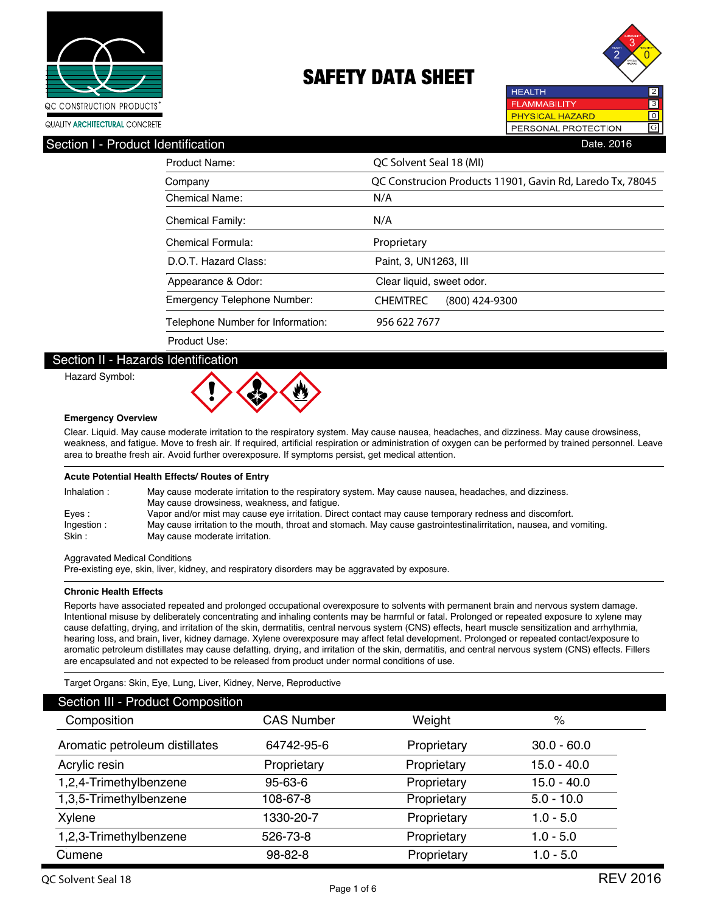QC CONSTRUCTION PRODUCTS®

QUALITY ARCHITECTURAL CONCRETE

# SAFETY DATA SHEET

| | |
|---|---|
| HEALTH | 2 |
| FLAMMABILITY | 3 |
| PHYSICAL HAZARD | 0 |
| PERSONAL PROTECTION | G |

## Section I - Product Identification

Date. 2016

| | |
|---|---|
| Product Name: | QC Solvent Seal 18 (MI) |
| Company | QC Construcion Products 11901, Gavin Rd, Laredo Tx, 78045 |
| Chemical Name: | N/A |
| Chemical Family: | N/A |
| Chemical Formula: | Proprietary |
| D.O.T. Hazard Class: | Paint, 3, UN1263, III |
| Appearance & Odor: | Clear liquid, sweet odor. |
| Emergency Telephone Number: | CHEMTREC (800) 424-9300 |
| Telephone Number for Information: | 956 622 7677 |
| Product Use: | |

## Section II - Hazards Identification

Hazard Symbol:

**Emergency Overview**

Clear. Liquid. May cause moderate irritation to the respiratory system. May cause nausea, headaches, and dizziness. May cause drowsiness, weakness, and fatigue. Move to fresh air. If required, artificial respiration or administration of oxygen can be performed by trained personnel. Leave area to breathe fresh air. Avoid further overexposure. If symptoms persist, get medical attention.

**Acute Potential Health Effects/ Routes of Entry**

Inhalation : May cause moderate irritation to the respiratory system. May cause nausea, headaches, and dizziness. May cause drowsiness, weakness, and fatigue.

Eyes : Vapor and/or mist may cause eye irritation. Direct contact may cause temporary redness and discomfort.

Ingestion : May cause irritation to the mouth, throat and stomach. May cause gastrointestinalirritation, nausea, and vomiting.

Skin : May cause moderate irritation.

Aggravated Medical Conditions

Pre-existing eye, skin, liver, kidney, and respiratory disorders may be aggravated by exposure.

**Chronic Health Effects**

Reports have associated repeated and prolonged occupational overexposure to solvents with permanent brain and nervous system damage. Intentional misuse by deliberately concentrating and inhaling contents may be harmful or fatal. Prolonged or repeated exposure to xylene may cause defatting, drying, and irritation of the skin, dermatitis, central nervous system (CNS) effects, heart muscle sensitization and arrhythmia, hearing loss, and brain, liver, kidney damage. Xylene overexposure may affect fetal development. Prolonged or repeated contact/exposure to aromatic petroleum distillates may cause defatting, drying, and irritation of the skin, dermatitis, and central nervous system (CNS) effects. Fillers are encapsulated and not expected to be released from product under normal conditions of use.

Target Organs: Skin, Eye, Lung, Liver, Kidney, Nerve, Reproductive

## Section III - Product Composition

| Composition | CAS Number | Weight | % |
|---|---|---|---|
| Aromatic petroleum distillates | 64742-95-6 | Proprietary | 30.0 - 60.0 |
| Acrylic resin | Proprietary | Proprietary | 15.0 - 40.0 |
| 1,2,4-Trimethylbenzene | 95-63-6 | Proprietary | 15.0 - 40.0 |
| 1,3,5-Trimethylbenzene | 108-67-8 | Proprietary | 5.0 - 10.0 |
| Xylene | 1330-20-7 | Proprietary | 1.0 - 5.0 |
| 1,2,3-Trimethylbenzene | 526-73-8 | Proprietary | 1.0 - 5.0 |
| Cumene | 98-82-8 | Proprietary | 1.0 - 5.0 |

QC Solvent Seal 18 REV 2016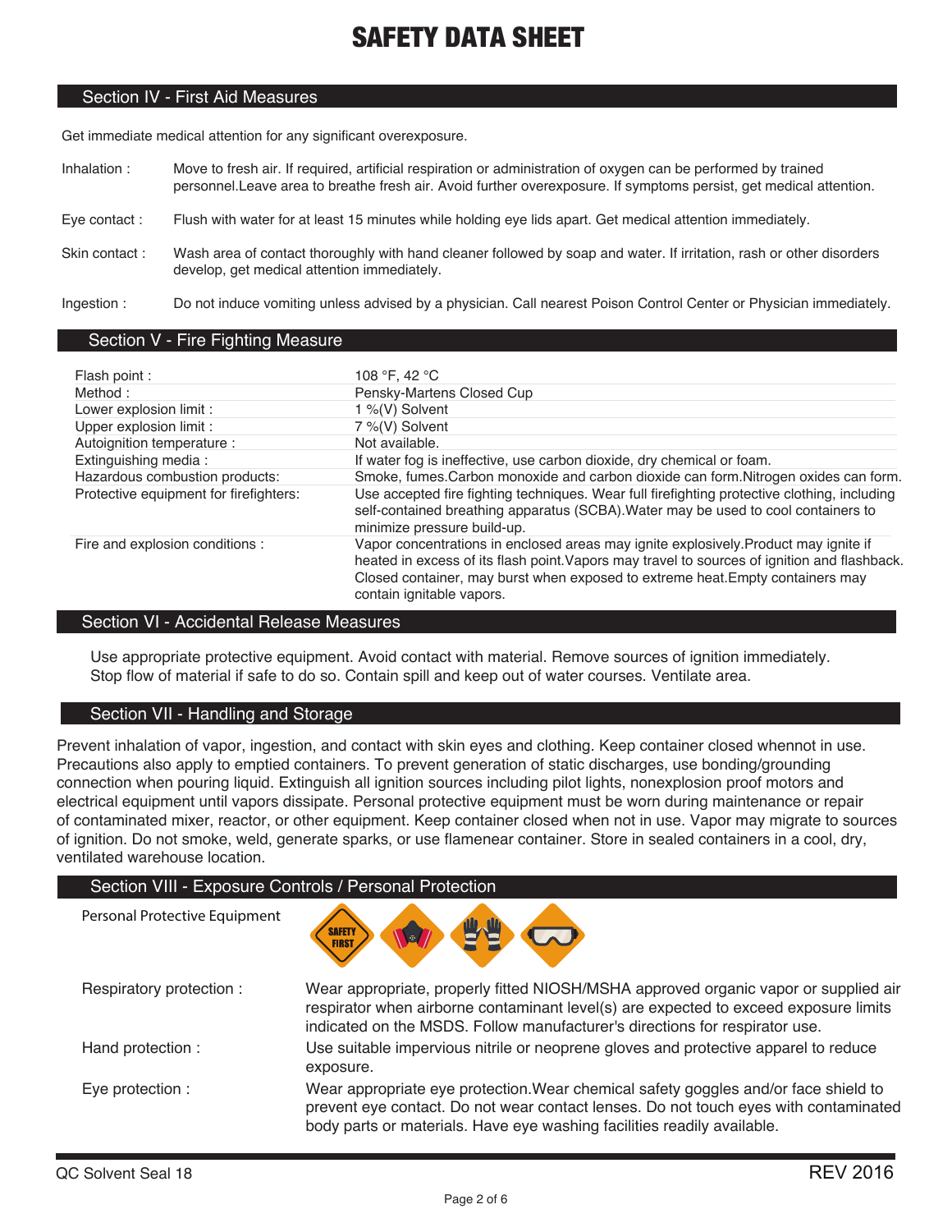## Section IV - First Aid Measures

Get immediate medical attention for any significant overexposure.

**Inhalation :** Move to fresh air. If required, artificial respiration or administration of oxygen can be performed by trained personnel.Leave area to breathe fresh air. Avoid further overexposure. If symptoms persist, get medical attention.

**Eye contact :** Flush with water for at least 15 minutes while holding eye lids apart. Get medical attention immediately.

**Skin contact :** Wash area of contact thoroughly with hand cleaner followed by soap and water. If irritation, rash or other disorders develop, get medical attention immediately.

**Ingestion :** Do not induce vomiting unless advised by a physician. Call nearest Poison Control Center or Physician immediately.

## Section V - Fire Fighting Measure

| | |
|---|---|
| Flash point : | 108 °F, 42 °C |
| Method : | Pensky-Martens Closed Cup |
| Lower explosion limit : | 1 %(V) Solvent |
| Upper explosion limit : | 7 %(V) Solvent |
| Autoignition temperature : | Not available. |
| Extinguishing media : | If water fog is ineffective, use carbon dioxide, dry chemical or foam. |
| Hazardous combustion products: | Smoke, fumes.Carbon monoxide and carbon dioxide can form.Nitrogen oxides can form. |
| Protective equipment for firefighters: | Use accepted fire fighting techniques. Wear full firefighting protective clothing, including self-contained breathing apparatus (SCBA).Water may be used to cool containers to minimize pressure build-up. |
| Fire and explosion conditions : | Vapor concentrations in enclosed areas may ignite explosively.Product may ignite if heated in excess of its flash point.Vapors may travel to sources of ignition and flashback. Closed container, may burst when exposed to extreme heat.Empty containers may contain ignitable vapors. |

## Section VI - Accidental Release Measures

Use appropriate protective equipment. Avoid contact with material. Remove sources of ignition immediately. Stop flow of material if safe to do so. Contain spill and keep out of water courses. Ventilate area.

## Section VII - Handling and Storage

Prevent inhalation of vapor, ingestion, and contact with skin eyes and clothing. Keep container closed whennot in use. Precautions also apply to emptied containers. To prevent generation of static discharges, use bonding/grounding connection when pouring liquid. Extinguish all ignition sources including pilot lights, nonexplosion proof motors and electrical equipment until vapors dissipate. Personal protective equipment must be worn during maintenance or repair of contaminated mixer, reactor, or other equipment. Keep container closed when not in use. Vapor may migrate to sources of ignition. Do not smoke, weld, generate sparks, or use flamenear container. Store in sealed containers in a cool, dry, ventilated warehouse location.

## Section VIII - Exposure Controls / Personal Protection

Personal Protective Equipment

**Respiratory protection :** Wear appropriate, properly fitted NIOSH/MSHA approved organic vapor or supplied air respirator when airborne contaminant level(s) are expected to exceed exposure limits indicated on the MSDS. Follow manufacturer's directions for respirator use.

**Hand protection :** Use suitable impervious nitrile or neoprene gloves and protective apparel to reduce exposure.

**Eye protection :** Wear appropriate eye protection.Wear chemical safety goggles and/or face shield to prevent eye contact. Do not wear contact lenses. Do not touch eyes with contaminated body parts or materials. Have eye washing facilities readily available.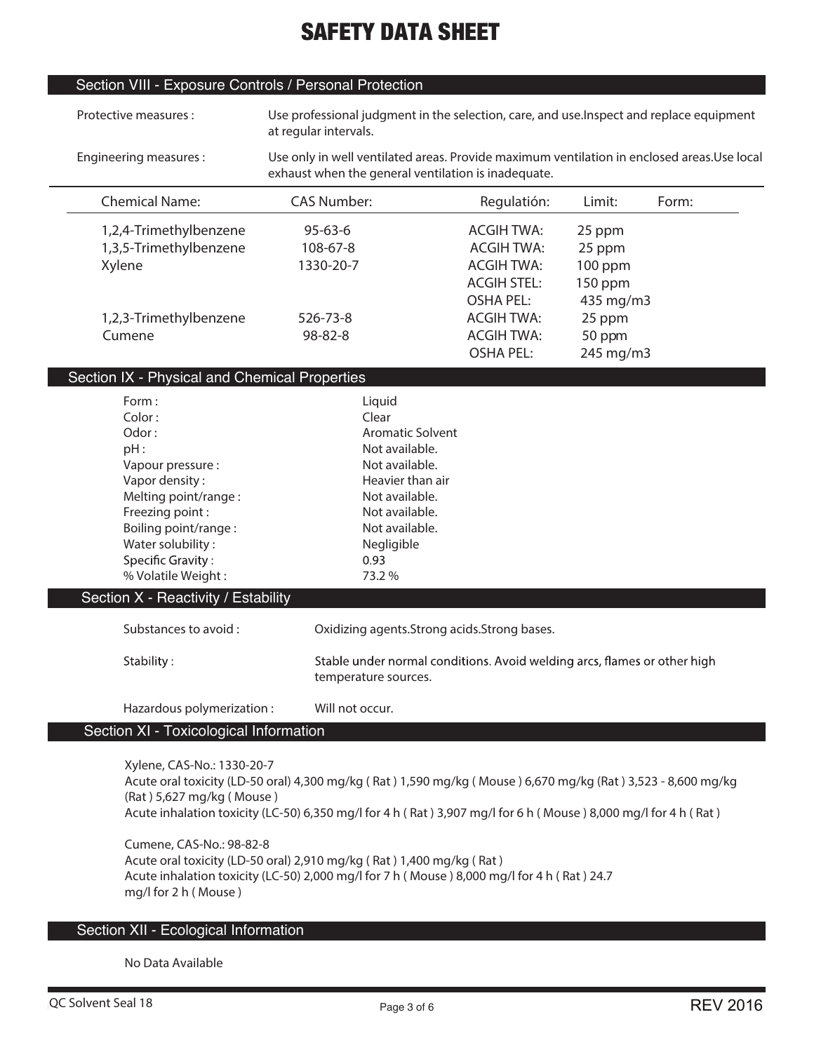# SAFETY DATA SHEET

## Section VIII - Exposure Controls / Personal Protection

Protective measures : Use professional judgment in the selection, care, and use.Inspect and replace equipment at regular intervals.

Engineering measures : Use only in well ventilated areas. Provide maximum ventilation in enclosed areas.Use local exhaust when the general ventilation is inadequate.

| Chemical Name: | CAS Number: | Regulatión: | Limit: | Form: |
|---|---|---|---|---|
| 1,2,4-Trimethylbenzene | 95-63-6 | ACGIH TWA: | 25 ppm | |
| 1,3,5-Trimethylbenzene | 108-67-8 | ACGIH TWA: | 25 ppm | |
| Xylene | 1330-20-7 | ACGIH TWA: | 100 ppm | |
| | | ACGIH STEL: | 150 ppm | |
| | | OSHA PEL: | 435 mg/m3 | |
| 1,2,3-Trimethylbenzene | 526-73-8 | ACGIH TWA: | 25 ppm | |
| Cumene | 98-82-8 | ACGIH TWA: | 50 ppm | |
| | | OSHA PEL: | 245 mg/m3 | |

## Section IX - Physical and Chemical Properties

| | |
|---|---|
| Form : | Liquid |
| Color : | Clear |
| Odor : | Aromatic Solvent |
| pH : | Not available. |
| Vapour pressure : | Not available. |
| Vapor density : | Heavier than air |
| Melting point/range : | Not available. |
| Freezing point : | Not available. |
| Boiling point/range : | Not available. |
| Water solubility : | Negligible |
| Specific Gravity : | 0.93 |
| % Volatile Weight : | 73.2 % |

## Section X - Reactivity / Estability

Substances to avoid : Oxidizing agents.Strong acids.Strong bases.

Stability : Stable under normal conditions. Avoid welding arcs, flames or other high temperature sources.

Hazardous polymerization : Will not occur.

## Section XI - Toxicological Information

Xylene, CAS-No.: 1330-20-7
Acute oral toxicity (LD-50 oral) 4,300 mg/kg ( Rat ) 1,590 mg/kg ( Mouse ) 6,670 mg/kg (Rat ) 3,523 - 8,600 mg/kg (Rat ) 5,627 mg/kg ( Mouse )
Acute inhalation toxicity (LC-50) 6,350 mg/l for 4 h ( Rat ) 3,907 mg/l for 6 h ( Mouse ) 8,000 mg/l for 4 h ( Rat )

Cumene, CAS-No.: 98-82-8
Acute oral toxicity (LD-50 oral) 2,910 mg/kg ( Rat ) 1,400 mg/kg ( Rat )
Acute inhalation toxicity (LC-50) 2,000 mg/l for 7 h ( Mouse ) 8,000 mg/l for 4 h ( Rat ) 24.7 mg/l for 2 h ( Mouse )

## Section XII - Ecological Information

No Data Available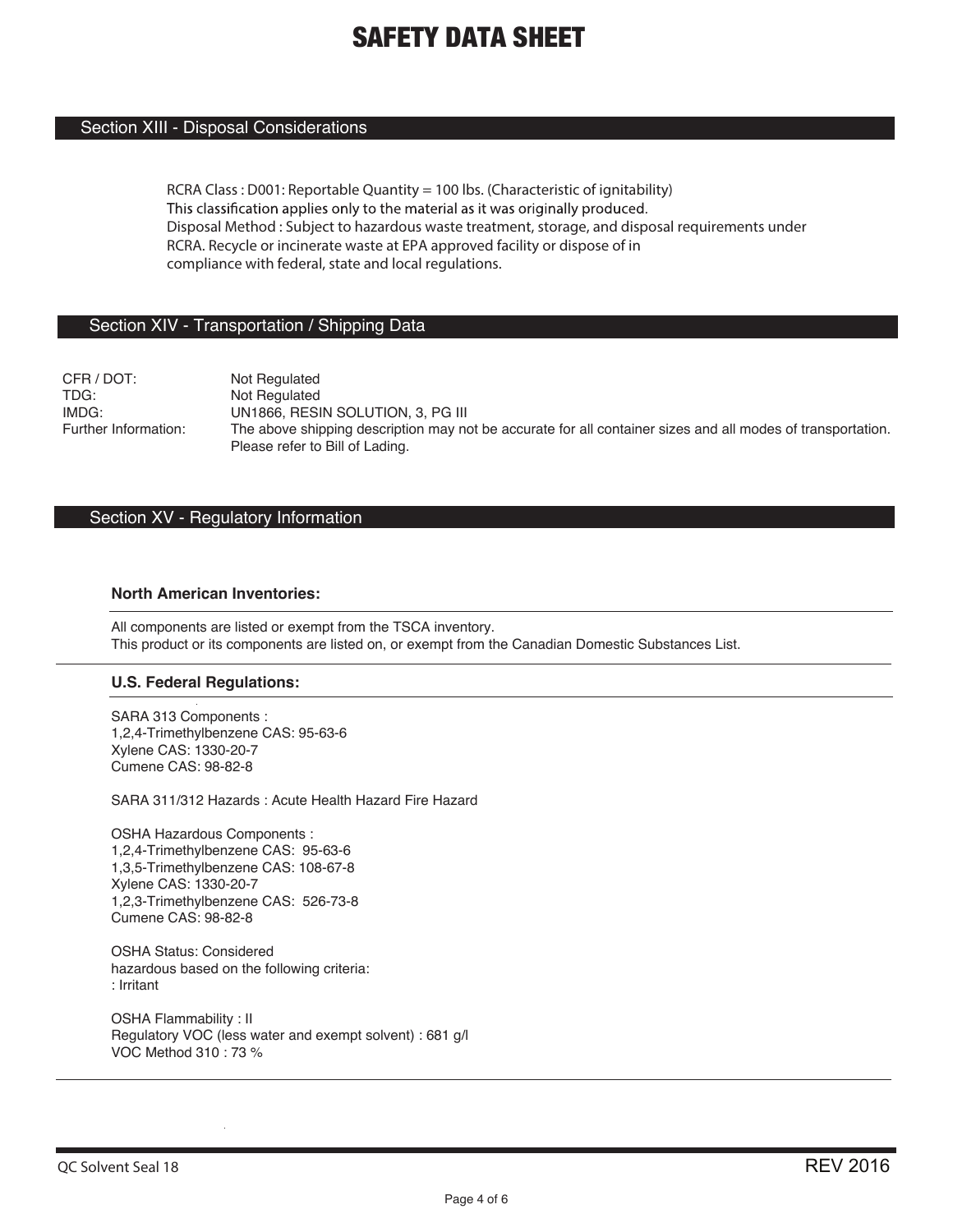# SAFETY DATA SHEET

## Section XIII - Disposal Considerations

RCRA Class : D001: Reportable Quantity = 100 lbs. (Characteristic of ignitability)
This classification applies only to the material as it was originally produced.
Disposal Method : Subject to hazardous waste treatment, storage, and disposal requirements under RCRA. Recycle or incinerate waste at EPA approved facility or dispose of in compliance with federal, state and local regulations.

## Section XIV - Transportation / Shipping Data

| | |
|---|---|
| CFR / DOT: | Not Regulated |
| TDG: | Not Regulated |
| IMDG: | UN1866, RESIN SOLUTION, 3, PG III |
| Further Information: | The above shipping description may not be accurate for all container sizes and all modes of transportation. Please refer to Bill of Lading. |

## Section XV - Regulatory Information

### North American Inventories:

All components are listed or exempt from the TSCA inventory.
This product or its components are listed on, or exempt from the Canadian Domestic Substances List.

### U.S. Federal Regulations:

SARA 313 Components :
1,2,4-Trimethylbenzene CAS: 95-63-6
Xylene CAS: 1330-20-7
Cumene CAS: 98-82-8

SARA 311/312 Hazards : Acute Health Hazard Fire Hazard

OSHA Hazardous Components :
1,2,4-Trimethylbenzene CAS: 95-63-6
1,3,5-Trimethylbenzene CAS: 108-67-8
Xylene CAS: 1330-20-7
1,2,3-Trimethylbenzene CAS: 526-73-8
Cumene CAS: 98-82-8

OSHA Status: Considered hazardous based on the following criteria:
: Irritant

OSHA Flammability : II
Regulatory VOC (less water and exempt solvent) : 681 g/l
VOC Method 310 : 73 %

QC Solvent Seal 18 REV 2016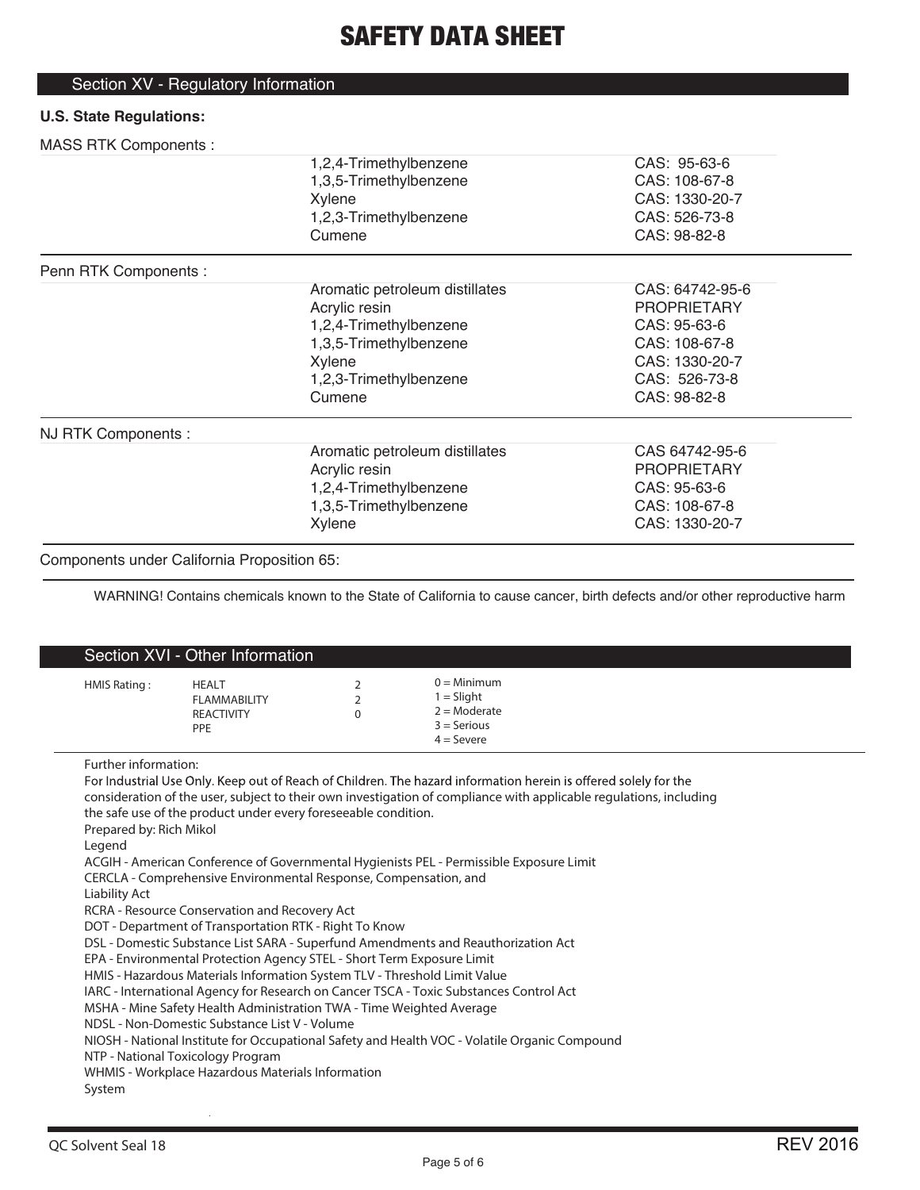# SAFETY DATA SHEET

## Section XV - Regulatory Information

**U.S. State Regulations:**

MASS RTK Components :

| | | |
|---|---|---|
| | 1,2,4-Trimethylbenzene | CAS: 95-63-6 |
| | 1,3,5-Trimethylbenzene | CAS: 108-67-8 |
| | Xylene | CAS: 1330-20-7 |
| | 1,2,3-Trimethylbenzene | CAS: 526-73-8 |
| | Cumene | CAS: 98-82-8 |

Penn RTK Components :

| | | |
|---|---|---|
| | Aromatic petroleum distillates | CAS: 64742-95-6 |
| | Acrylic resin | PROPRIETARY |
| | 1,2,4-Trimethylbenzene | CAS: 95-63-6 |
| | 1,3,5-Trimethylbenzene | CAS: 108-67-8 |
| | Xylene | CAS: 1330-20-7 |
| | 1,2,3-Trimethylbenzene | CAS: 526-73-8 |
| | Cumene | CAS: 98-82-8 |

NJ RTK Components :

| | | |
|---|---|---|
| | Aromatic petroleum distillates | CAS 64742-95-6 |
| | Acrylic resin | PROPRIETARY |
| | 1,2,4-Trimethylbenzene | CAS: 95-63-6 |
| | 1,3,5-Trimethylbenzene | CAS: 108-67-8 |
| | Xylene | CAS: 1330-20-7 |

Components under California Proposition 65:

WARNING! Contains chemicals known to the State of California to cause cancer, birth defects and/or other reproductive harm

## Section XVI - Other Information

| HMIS Rating : | | | |
|---|---|---|---|
| | HEALT | 2 | 0 = Minimum |
| | FLAMMABILITY | 2 | 1 = Slight |
| | REACTIVITY | 0 | 2 = Moderate |
| | PPE | | 3 = Serious |
| | | | 4 = Severe |

Further information:
For Industrial Use Only. Keep out of Reach of Children. The hazard information herein is offered solely for the consideration of the user, subject to their own investigation of compliance with applicable regulations, including the safe use of the product under every foreseeable condition.
Prepared by: Rich Mikol

Legend
ACGIH - American Conference of Governmental Hygienists PEL - Permissible Exposure Limit
CERCLA - Comprehensive Environmental Response, Compensation, and Liability Act
RCRA - Resource Conservation and Recovery Act
DOT - Department of Transportation RTK - Right To Know
DSL - Domestic Substance List SARA - Superfund Amendments and Reauthorization Act
EPA - Environmental Protection Agency STEL - Short Term Exposure Limit
HMIS - Hazardous Materials Information System TLV - Threshold Limit Value
IARC - International Agency for Research on Cancer TSCA - Toxic Substances Control Act
MSHA - Mine Safety Health Administration TWA - Time Weighted Average
NDSL - Non-Domestic Substance List V - Volume
NIOSH - National Institute for Occupational Safety and Health VOC - Volatile Organic Compound
NTP - National Toxicology Program
WHMIS - Workplace Hazardous Materials Information System

QC Solvent Seal 18 REV 2016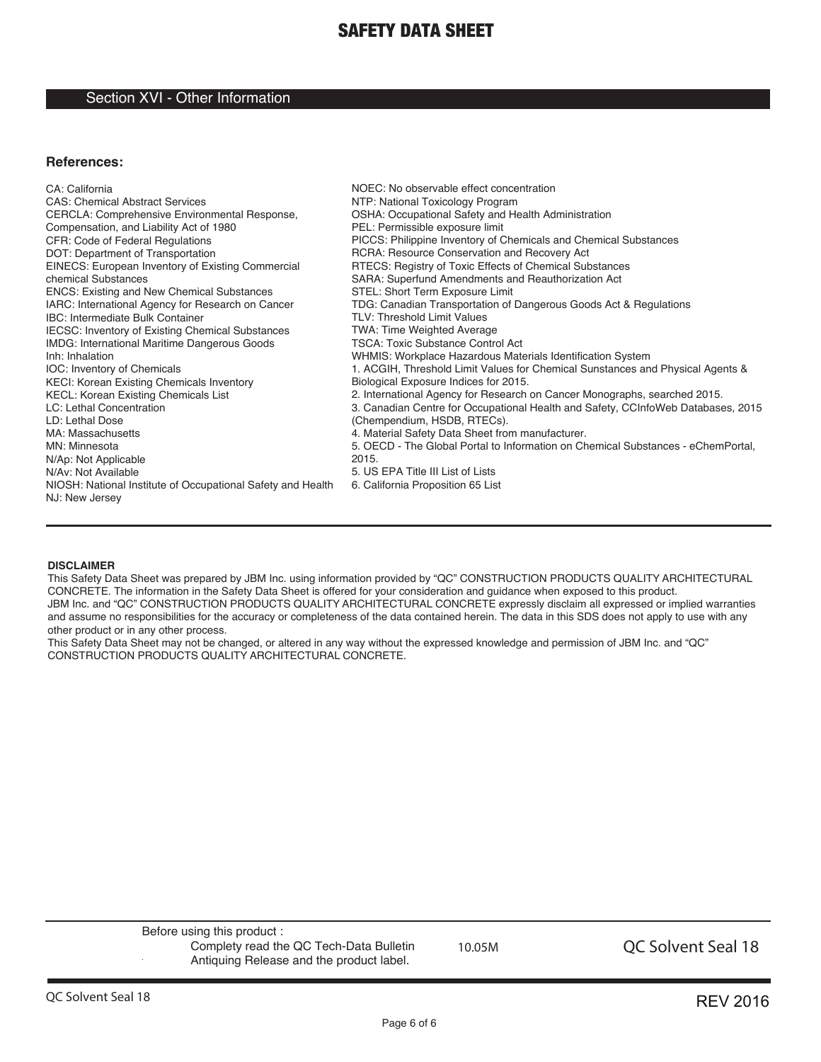## Section XVI - Other Information

### References:

CA: California
CAS: Chemical Abstract Services
CERCLA: Comprehensive Environmental Response, Compensation, and Liability Act of 1980
CFR: Code of Federal Regulations
DOT: Department of Transportation
EINECS: European Inventory of Existing Commercial chemical Substances
ENCS: Existing and New Chemical Substances
IARC: International Agency for Research on Cancer
IBC: Intermediate Bulk Container
IECSC: Inventory of Existing Chemical Substances
IMDG: International Maritime Dangerous Goods
Inh: Inhalation
IOC: Inventory of Chemicals
KECI: Korean Existing Chemicals Inventory
KECL: Korean Existing Chemicals List
LC: Lethal Concentration
LD: Lethal Dose
MA: Massachusetts
MN: Minnesota
N/Ap: Not Applicable
N/Av: Not Available
NIOSH: National Institute of Occupational Safety and Health
NJ: New Jersey
NOEC: No observable effect concentration
NTP: National Toxicology Program
OSHA: Occupational Safety and Health Administration
PEL: Permissible exposure limit
PICCS: Philippine Inventory of Chemicals and Chemical Substances
RCRA: Resource Conservation and Recovery Act
RTECS: Registry of Toxic Effects of Chemical Substances
SARA: Superfund Amendments and Reauthorization Act
STEL: Short Term Exposure Limit
TDG: Canadian Transportation of Dangerous Goods Act & Regulations
TLV: Threshold Limit Values
TWA: Time Weighted Average
TSCA: Toxic Substance Control Act
WHMIS: Workplace Hazardous Materials Identification System

1. ACGIH, Threshold Limit Values for Chemical Sunstances and Physical Agents & Biological Exposure Indices for 2015.
2. International Agency for Research on Cancer Monographs, searched 2015.
3. Canadian Centre for Occupational Health and Safety, CCInfoWeb Databases, 2015 (Chempendium, HSDB, RTECs).
4. Material Safety Data Sheet from manufacturer.
5. OECD - The Global Portal to Information on Chemical Substances - eChemPortal, 2015.
5. US EPA Title III List of Lists
6. California Proposition 65 List

**DISCLAIMER**

This Safety Data Sheet was prepared by JBM Inc. using information provided by "QC" CONSTRUCTION PRODUCTS QUALITY ARCHITECTURAL CONCRETE. The information in the Safety Data Sheet is offered for your consideration and guidance when exposed to this product.
JBM Inc. and "QC" CONSTRUCTION PRODUCTS QUALITY ARCHITECTURAL CONCRETE expressly disclaim all expressed or implied warranties and assume no responsibilities for the accuracy or completeness of the data contained herein. The data in this SDS does not apply to use with any other product or in any other process.
This Safety Data Sheet may not be changed, or altered in any way without the expressed knowledge and permission of JBM Inc. and "QC" CONSTRUCTION PRODUCTS QUALITY ARCHITECTURAL CONCRETE.

Before using this product :
Complety read the QC Tech-Data Bulletin Antiquing Release and the product label.

10.05M

QC Solvent Seal 18

REV 2016